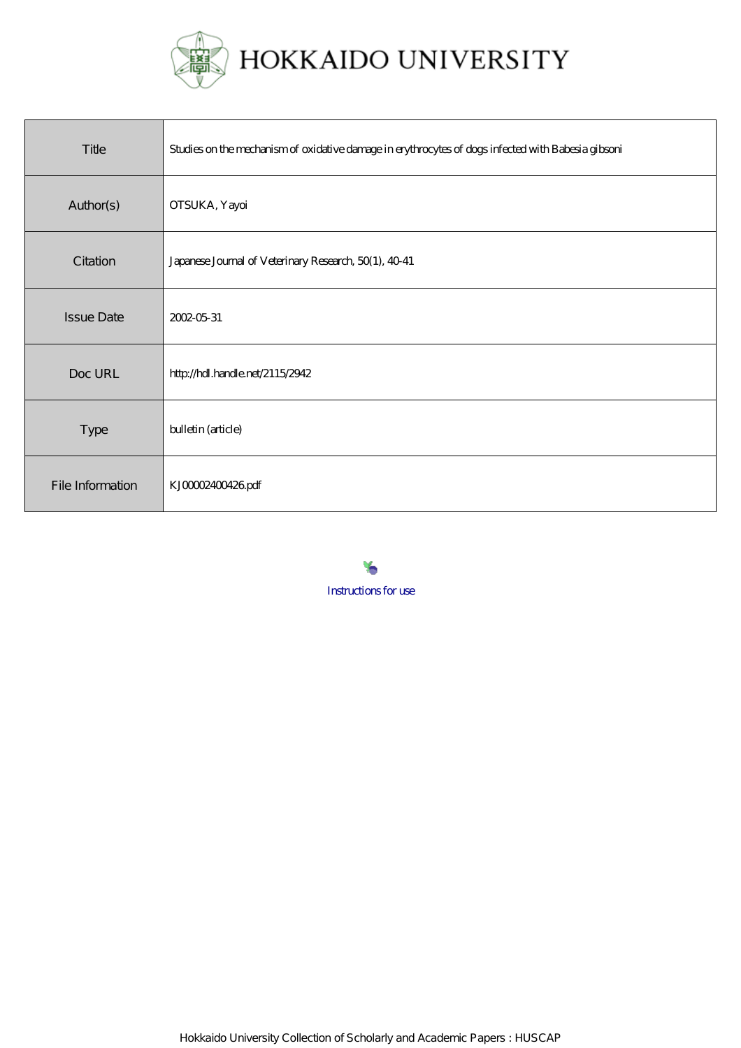HOKKAIDO UNIVERSITY

| Title | Studies on the mechanism of oxidative damage in erythrocytes of dogs infected with Babesia gibsoni |
| --- | --- |
| Author(s) | OTSUKA, Yayoi |
| Citation | Japanese Journal of Veterinary Research, 50(1), 40-41 |
| Issue Date | 2002-05-31 |
| Doc URL | http://hdl.handle.net/2115/2942 |
| Type | bulletin (article) |
| File Information | KJ00002400426.pdf |

Instructions for use

Hokkaido University Collection of Scholarly and Academic Papers : HUSCAP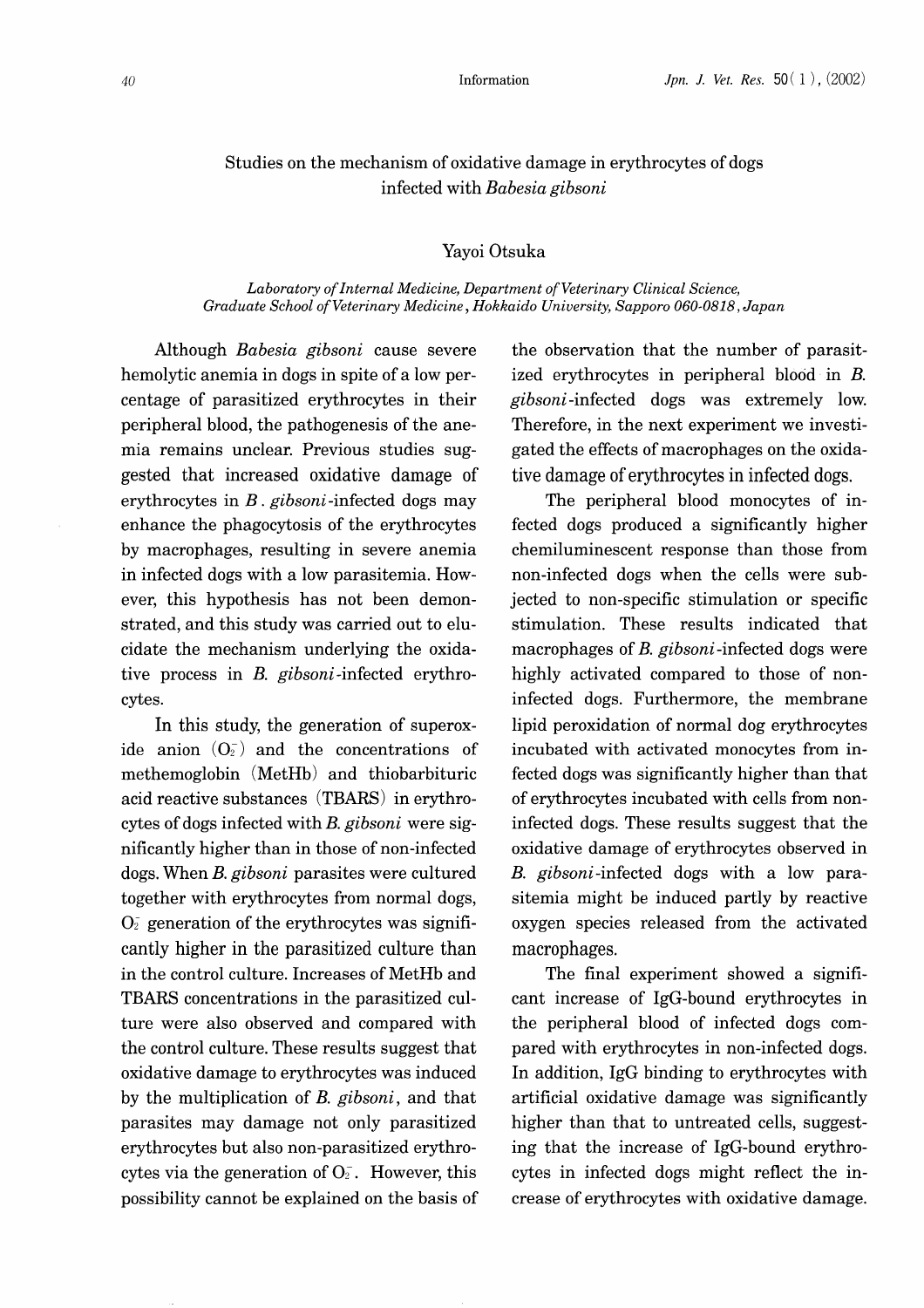# Studies on the mechanism of oxidative damage in erythrocytes of dogs infected with *Babesia gibsoni*

Yayoi Otsuka

*Laboratory of Internal Medicine, Department of Veterinary Clinical Science, Graduate School of Veterinary Medicine, Hokkaido University, Sapporo 060-0818, Japan*

Although *Babesia gibsoni* cause severe hemolytic anemia in dogs in spite of a low percentage of parasitized erythrocytes in their peripheral blood, the pathogenesis of the anemia remains unclear. Previous studies suggested that increased oxidative damage of erythrocytes in *B. gibsoni*-infected dogs may enhance the phagocytosis of the erythrocytes by macrophages, resulting in severe anemia in infected dogs with a low parasitemia. However, this hypothesis has not been demonstrated, and this study was carried out to elucidate the mechanism underlying the oxidative process in *B. gibsoni*-infected erythrocytes.

In this study, the generation of superoxide anion ($O_2^-$) and the concentrations of methemoglobin (MetHb) and thiobarbituric acid reactive substances (TBARS) in erythrocytes of dogs infected with *B. gibsoni* were significantly higher than in those of non-infected dogs. When *B. gibsoni* parasites were cultured together with erythrocytes from normal dogs, $O_2^-$ generation of the erythrocytes was significantly higher in the parasitized culture than in the control culture. Increases of MetHb and TBARS concentrations in the parasitized culture were also observed and compared with the control culture. These results suggest that oxidative damage to erythrocytes was induced by the multiplication of *B. gibsoni*, and that parasites may damage not only parasitized erythrocytes but also non-parasitized erythrocytes via the generation of $O_2^-$. However, this possibility cannot be explained on the basis of the observation that the number of parasitized erythrocytes in peripheral blood in *B. gibsoni*-infected dogs was extremely low. Therefore, in the next experiment we investigated the effects of macrophages on the oxidative damage of erythrocytes in infected dogs.

The peripheral blood monocytes of infected dogs produced a significantly higher chemiluminescent response than those from non-infected dogs when the cells were subjected to non-specific stimulation or specific stimulation. These results indicated that macrophages of *B. gibsoni*-infected dogs were highly activated compared to those of non-infected dogs. Furthermore, the membrane lipid peroxidation of normal dog erythrocytes incubated with activated monocytes from infected dogs was significantly higher than that of erythrocytes incubated with cells from non-infected dogs. These results suggest that the oxidative damage of erythrocytes observed in *B. gibsoni*-infected dogs with a low parasitemia might be induced partly by reactive oxygen species released from the activated macrophages.

The final experiment showed a significant increase of IgG-bound erythrocytes in the peripheral blood of infected dogs compared with erythrocytes in non-infected dogs. In addition, IgG binding to erythrocytes with artificial oxidative damage was significantly higher than that to untreated cells, suggesting that the increase of IgG-bound erythrocytes in infected dogs might reflect the increase of erythrocytes with oxidative damage.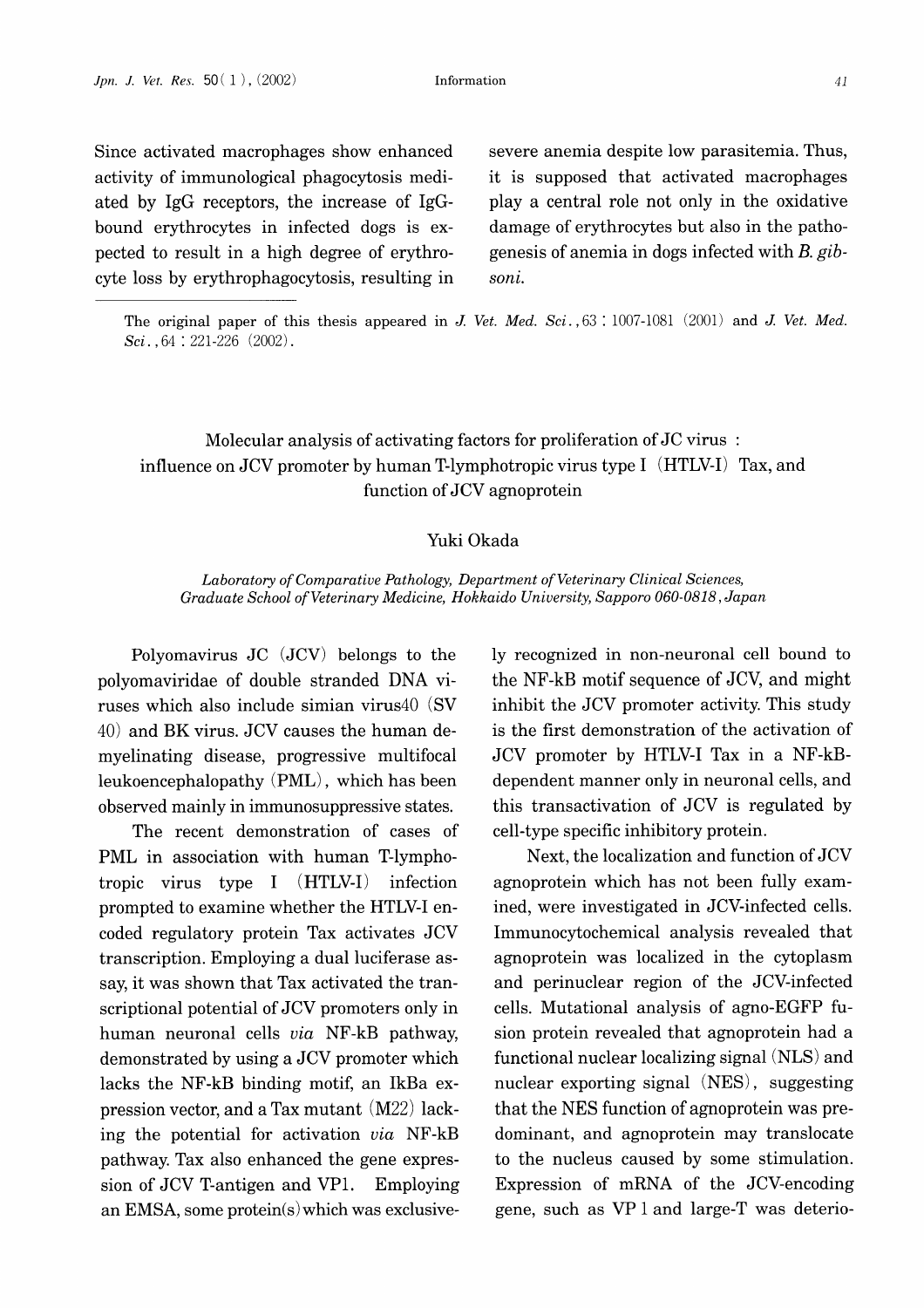Since activated macrophages show enhanced activity of immunological phagocytosis mediated by IgG receptors, the increase of IgG-bound erythrocytes in infected dogs is expected to result in a high degree of erythrocyte loss by erythrophagocytosis, resulting in severe anemia despite low parasitemia. Thus, it is supposed that activated macrophages play a central role not only in the oxidative damage of erythrocytes but also in the pathogenesis of anemia in dogs infected with *B. gibsoni*.

The original paper of this thesis appeared in *J. Vet. Med. Sci.*, 63 : 1007-1081 (2001) and *J. Vet. Med. Sci.*, 64 : 221-226 (2002).

## Molecular analysis of activating factors for proliferation of JC virus : influence on JCV promoter by human T-lymphotropic virus type I (HTLV-I) Tax, and function of JCV agnoprotein

Yuki Okada

*Laboratory of Comparative Pathology, Department of Veterinary Clinical Sciences, Graduate School of Veterinary Medicine, Hokkaido University, Sapporo 060-0818, Japan*

Polyomavirus JC (JCV) belongs to the polyomaviridae of double stranded DNA viruses which also include simian virus40 (SV 40) and BK virus. JCV causes the human demyelinating disease, progressive multifocal leukoencephalopathy (PML), which has been observed mainly in immunosuppressive states.

The recent demonstration of cases of PML in association with human T-lymphotropic virus type I (HTLV-I) infection prompted to examine whether the HTLV-I encoded regulatory protein Tax activates JCV transcription. Employing a dual luciferase assay, it was shown that Tax activated the transcriptional potential of JCV promoters only in human neuronal cells *via* NF-kB pathway, demonstrated by using a JCV promoter which lacks the NF-kB binding motif, an IkBa expression vector, and a Tax mutant (M22) lacking the potential for activation *via* NF-kB pathway. Tax also enhanced the gene expression of JCV T-antigen and VP1. Employing an EMSA, some protein(s) which was exclusively recognized in non-neuronal cell bound to the NF-kB motif sequence of JCV, and might inhibit the JCV promoter activity. This study is the first demonstration of the activation of JCV promoter by HTLV-I Tax in a NF-kB-dependent manner only in neuronal cells, and this transactivation of JCV is regulated by cell-type specific inhibitory protein.

Next, the localization and function of JCV agnoprotein which has not been fully examined, were investigated in JCV-infected cells. Immunocytochemical analysis revealed that agnoprotein was localized in the cytoplasm and perinuclear region of the JCV-infected cells. Mutational analysis of agno-EGFP fusion protein revealed that agnoprotein had a functional nuclear localizing signal (NLS) and nuclear exporting signal (NES), suggesting that the NES function of agnoprotein was predominant, and agnoprotein may translocate to the nucleus caused by some stimulation. Expression of mRNA of the JCV-encoding gene, such as VP 1 and large-T was deterio-